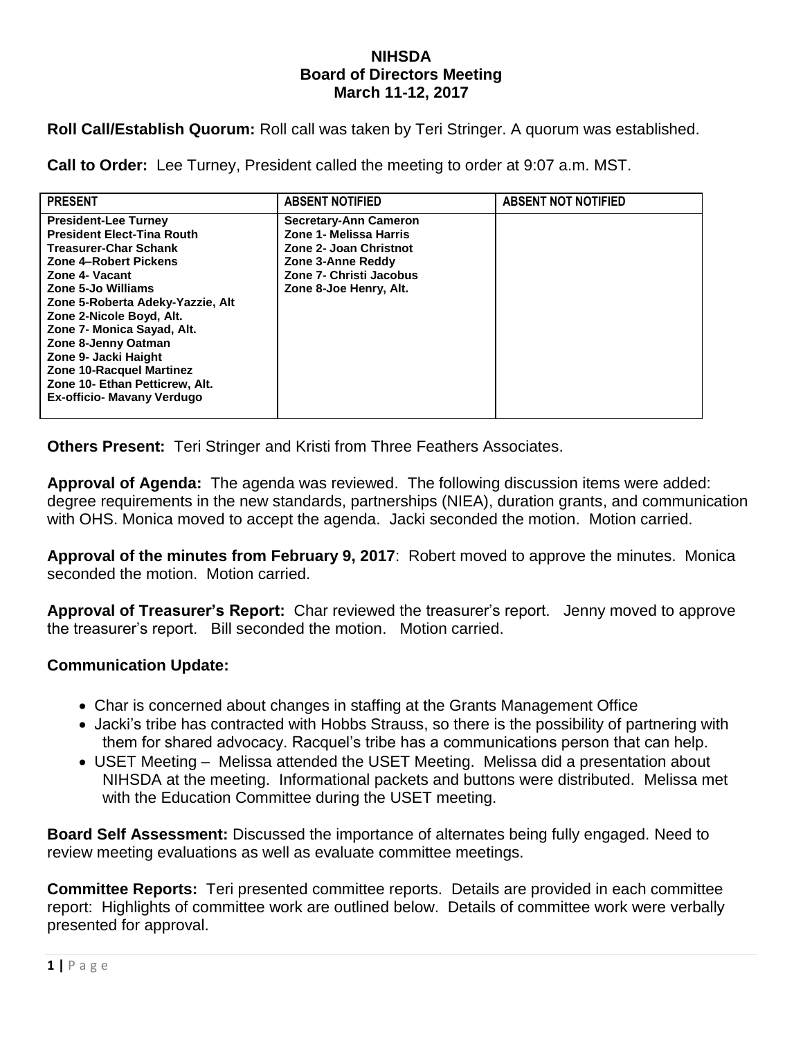# NIHSDA
## Board of Directors Meeting
### March 11-12, 2017

**Roll Call/Establish Quorum:** Roll call was taken by Teri Stringer. A quorum was established.

**Call to Order:** Lee Turney, President called the meeting to order at 9:07 a.m. MST.

| PRESENT | ABSENT NOTIFIED | ABSENT NOT NOTIFIED |
|---|---|---|
| President-Lee Turney<br>President Elect-Tina Routh<br>Treasurer-Char Schank<br>Zone 4–Robert Pickens<br>Zone 4- Vacant<br>Zone 5-Jo Williams<br>Zone 5-Roberta Adeky-Yazzie, Alt<br>Zone 2-Nicole Boyd, Alt.<br>Zone 7- Monica Sayad, Alt.<br>Zone 8-Jenny Oatman<br>Zone 9- Jacki Haight<br>Zone 10-Racquel Martinez<br>Zone 10- Ethan Petticrew, Alt.<br>Ex-officio- Mavany Verdugo | Secretary-Ann Cameron<br>Zone 1- Melissa Harris<br>Zone 2- Joan Christnot<br>Zone 3-Anne Reddy<br>Zone 7- Christi Jacobus<br>Zone 8-Joe Henry, Alt. | |

**Others Present:** Teri Stringer and Kristi from Three Feathers Associates.

**Approval of Agenda:** The agenda was reviewed. The following discussion items were added: degree requirements in the new standards, partnerships (NIEA), duration grants, and communication with OHS. Monica moved to accept the agenda. Jacki seconded the motion. Motion carried.

**Approval of the minutes from February 9, 2017**: Robert moved to approve the minutes. Monica seconded the motion. Motion carried.

**Approval of Treasurer's Report:** Char reviewed the treasurer's report. Jenny moved to approve the treasurer's report. Bill seconded the motion. Motion carried.

**Communication Update:**

- Char is concerned about changes in staffing at the Grants Management Office
- Jacki's tribe has contracted with Hobbs Strauss, so there is the possibility of partnering with them for shared advocacy. Racquel's tribe has a communications person that can help.
- USET Meeting – Melissa attended the USET Meeting. Melissa did a presentation about NIHSDA at the meeting. Informational packets and buttons were distributed. Melissa met with the Education Committee during the USET meeting.

**Board Self Assessment:** Discussed the importance of alternates being fully engaged. Need to review meeting evaluations as well as evaluate committee meetings.

**Committee Reports:** Teri presented committee reports. Details are provided in each committee report: Highlights of committee work are outlined below. Details of committee work were verbally presented for approval.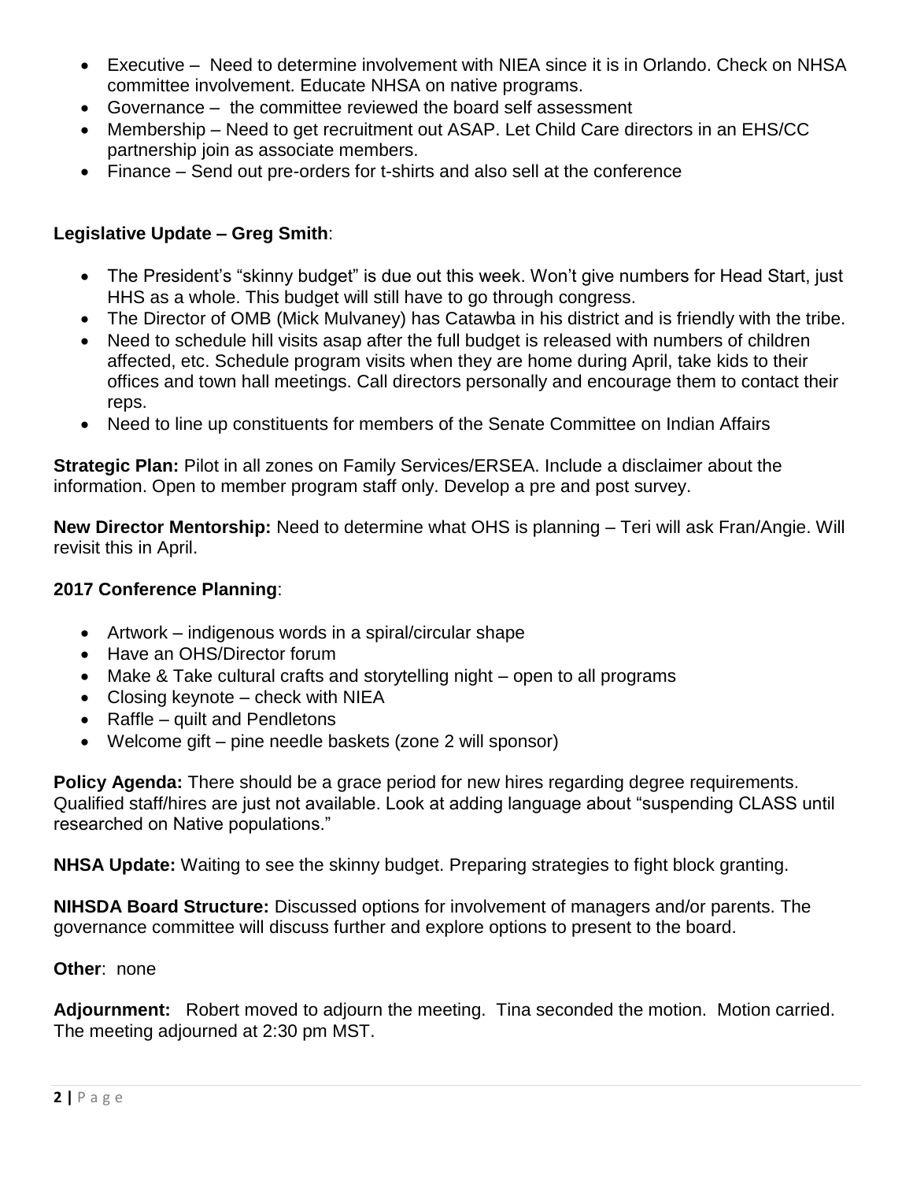- Executive – Need to determine involvement with NIEA since it is in Orlando. Check on NHSA committee involvement. Educate NHSA on native programs.
- Governance – the committee reviewed the board self assessment
- Membership – Need to get recruitment out ASAP. Let Child Care directors in an EHS/CC partnership join as associate members.
- Finance – Send out pre-orders for t-shirts and also sell at the conference

**Legislative Update – Greg Smith**:

- The President's "skinny budget" is due out this week. Won't give numbers for Head Start, just HHS as a whole. This budget will still have to go through congress.
- The Director of OMB (Mick Mulvaney) has Catawba in his district and is friendly with the tribe.
- Need to schedule hill visits asap after the full budget is released with numbers of children affected, etc. Schedule program visits when they are home during April, take kids to their offices and town hall meetings. Call directors personally and encourage them to contact their reps.
- Need to line up constituents for members of the Senate Committee on Indian Affairs

**Strategic Plan:** Pilot in all zones on Family Services/ERSEA. Include a disclaimer about the information. Open to member program staff only. Develop a pre and post survey.

**New Director Mentorship:** Need to determine what OHS is planning – Teri will ask Fran/Angie. Will revisit this in April.

**2017 Conference Planning**:

- Artwork – indigenous words in a spiral/circular shape
- Have an OHS/Director forum
- Make & Take cultural crafts and storytelling night – open to all programs
- Closing keynote – check with NIEA
- Raffle – quilt and Pendletons
- Welcome gift – pine needle baskets (zone 2 will sponsor)

**Policy Agenda:** There should be a grace period for new hires regarding degree requirements. Qualified staff/hires are just not available. Look at adding language about "suspending CLASS until researched on Native populations."

**NHSA Update:** Waiting to see the skinny budget. Preparing strategies to fight block granting.

**NIHSDA Board Structure:** Discussed options for involvement of managers and/or parents. The governance committee will discuss further and explore options to present to the board.

**Other**: none

**Adjournment:** Robert moved to adjourn the meeting. Tina seconded the motion. Motion carried. The meeting adjourned at 2:30 pm MST.